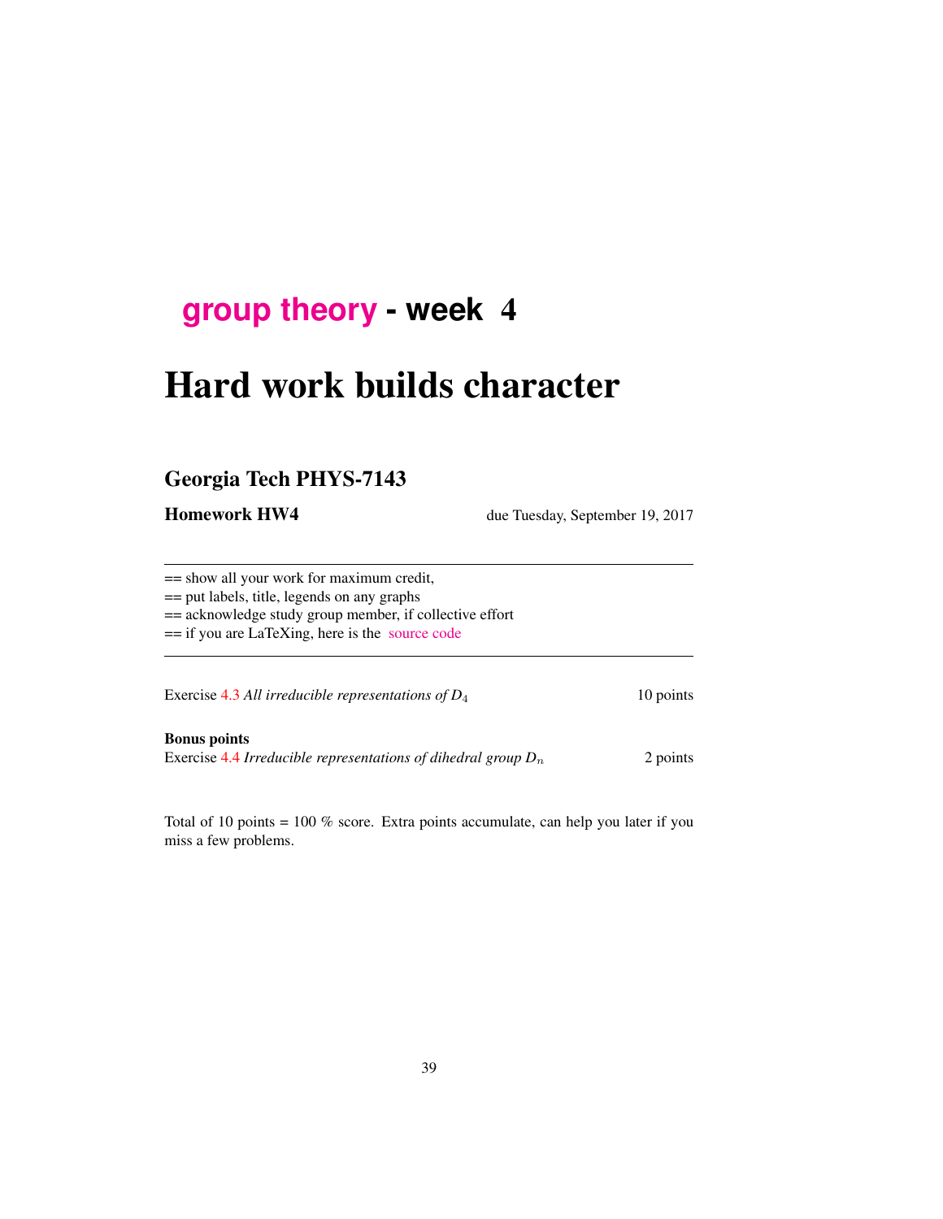## group theory - week 4

# Hard work builds character

## Georgia Tech PHYS-7143

**Homework HW4** due Tuesday, September 19, 2017

---

== show all your work for maximum credit,

== put labels, title, legends on any graphs

== acknowledge study group member, if collective effort

== if you are LaTeXing, here is the source code

---

Exercise 4.3 *All irreducible representations of $D_4$* 10 points

**Bonus points**

Exercise 4.4 *Irreducible representations of dihedral group $D_n$* 2 points

Total of 10 points = 100 % score. Extra points accumulate, can help you later if you miss a few problems.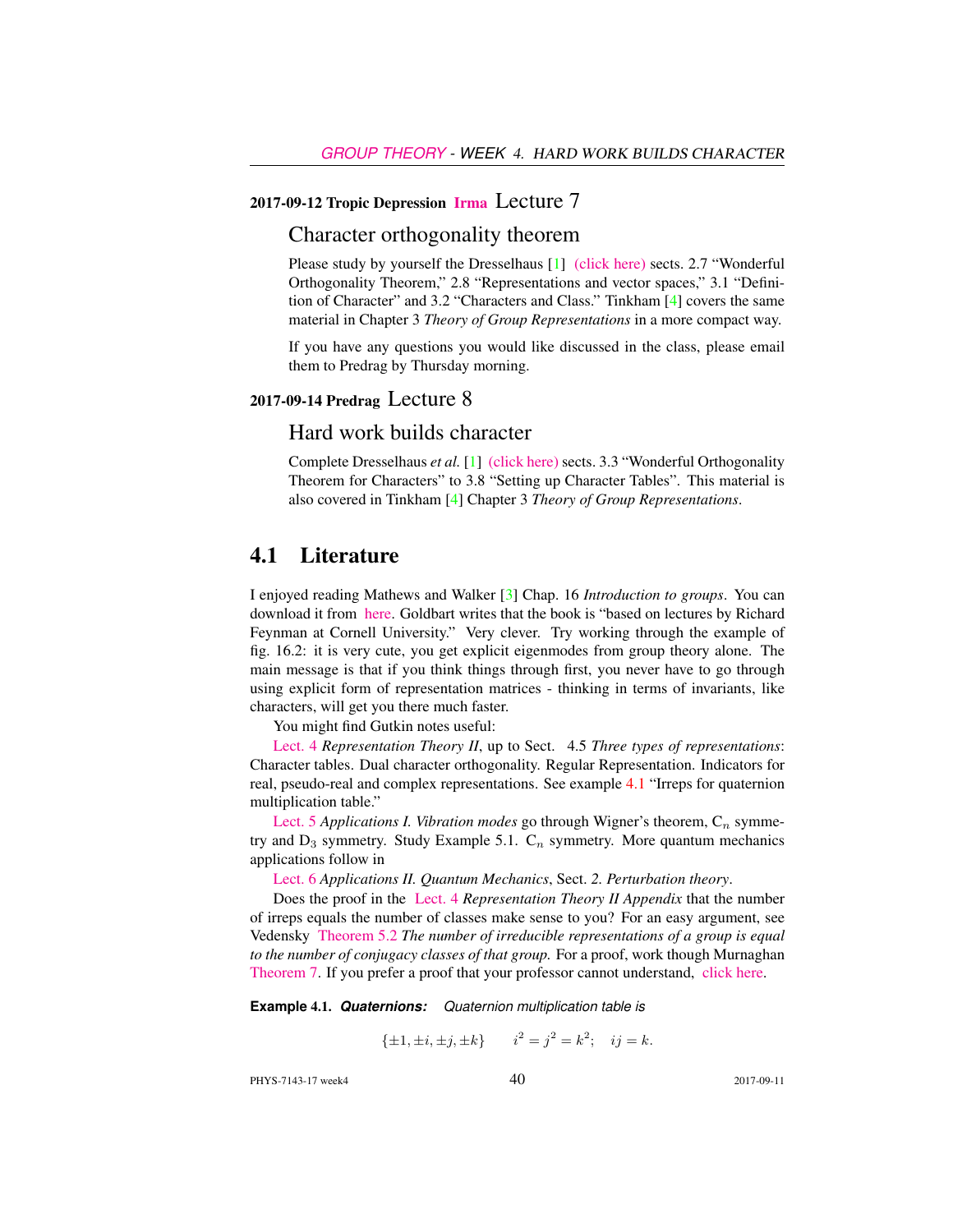**2017-09-12 Tropic Depression Irma** Lecture 7

## Character orthogonality theorem

Please study by yourself the Dresselhaus [1] (click here) sects. 2.7 “Wonderful Orthogonality Theorem,” 2.8 “Representations and vector spaces,” 3.1 “Definition of Character” and 3.2 “Characters and Class.” Tinkham [4] covers the same material in Chapter 3 *Theory of Group Representations* in a more compact way.

If you have any questions you would like discussed in the class, please email them to Predrag by Thursday morning.

**2017-09-14 Predrag** Lecture 8

## Hard work builds character

Complete Dresselhaus *et al.* [1] (click here) sects. 3.3 “Wonderful Orthogonality Theorem for Characters” to 3.8 “Setting up Character Tables”. This material is also covered in Tinkham [4] Chapter 3 *Theory of Group Representations*.

# 4.1 Literature

I enjoyed reading Mathews and Walker [3] Chap. 16 *Introduction to groups*. You can download it from here. Goldbart writes that the book is “based on lectures by Richard Feynman at Cornell University.” Very clever. Try working through the example of fig. 16.2: it is very cute, you get explicit eigenmodes from group theory alone. The main message is that if you think things through first, you never have to go through using explicit form of representation matrices - thinking in terms of invariants, like characters, will get you there much faster.

You might find Gutkin notes useful:

Lect. 4 *Representation Theory II*, up to Sect. 4.5 *Three types of representations*: Character tables. Dual character orthogonality. Regular Representation. Indicators for real, pseudo-real and complex representations. See example 4.1 “Irreps for quaternion multiplication table.”

Lect. 5 *Applications I. Vibration modes* go through Wigner’s theorem, $C_n$ symmetry and $D_3$ symmetry. Study Example 5.1. $C_n$ symmetry. More quantum mechanics applications follow in

Lect. 6 *Applications II. Quantum Mechanics*, Sect. *2. Perturbation theory*.

Does the proof in the Lect. 4 *Representation Theory II Appendix* that the number of irreps equals the number of classes make sense to you? For an easy argument, see Vedensky Theorem 5.2 *The number of irreducible representations of a group is equal to the number of conjugacy classes of that group.* For a proof, work though Murnaghan Theorem 7. If you prefer a proof that your professor cannot understand, click here.

**Example 4.1.** ***Quaternions:*** *Quaternion multiplication table is*

$$\{\pm 1, \pm i, \pm j, \pm k\} \qquad i^2 = j^2 = k^2; \quad ij = k.$$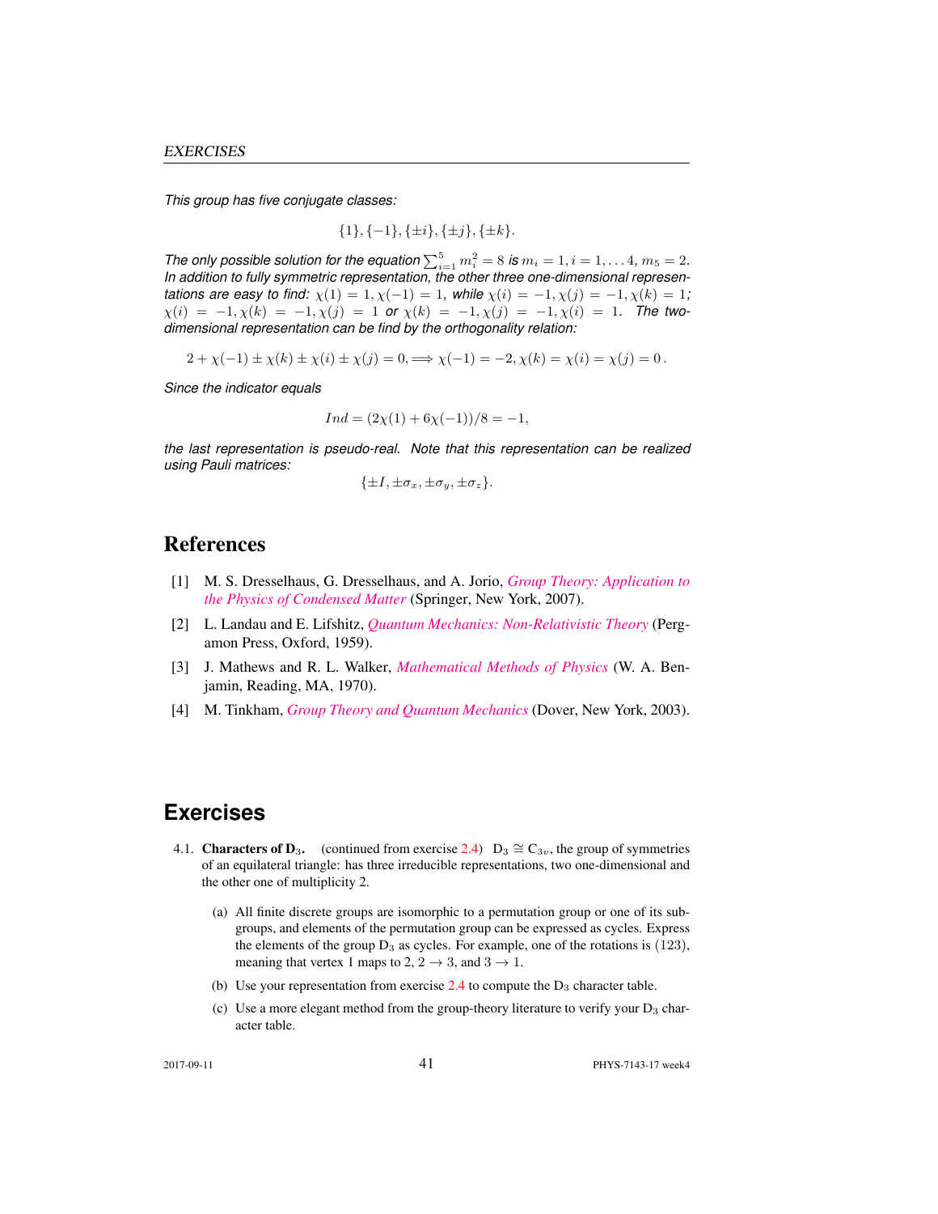*This group has five conjugate classes:*

$$\{1\}, \{-1\}, \{\pm i\}, \{\pm j\}, \{\pm k\}.$$

*The only possible solution for the equation* $\sum_{i=1}^{5} m_i^2 = 8$ *is* $m_i = 1, i = 1, \ldots 4$, $m_5 = 2$. *In addition to fully symmetric representation, the other three one-dimensional representations are easy to find:* $\chi(1) = 1, \chi(-1) = 1$, *while* $\chi(i) = -1, \chi(j) = -1, \chi(k) = 1$; $\chi(i) = -1, \chi(k) = -1, \chi(j) = 1$ *or* $\chi(k) = -1, \chi(j) = -1, \chi(i) = 1$. *The two-dimensional representation can be find by the orthogonality relation:*

$$2 + \chi(-1) \pm \chi(k) \pm \chi(i) \pm \chi(j) = 0, \Longrightarrow \chi(-1) = -2, \chi(k) = \chi(i) = \chi(j) = 0\,.$$

*Since the indicator equals*

$$Ind = (2\chi(1) + 6\chi(-1))/8 = -1,$$

*the last representation is pseudo-real. Note that this representation can be realized using Pauli matrices:*

$$\{\pm I, \pm\sigma_x, \pm\sigma_y, \pm\sigma_z\}.$$

## References

[1] M. S. Dresselhaus, G. Dresselhaus, and A. Jorio, *Group Theory: Application to the Physics of Condensed Matter* (Springer, New York, 2007).

[2] L. Landau and E. Lifshitz, *Quantum Mechanics: Non-Relativistic Theory* (Pergamon Press, Oxford, 1959).

[3] J. Mathews and R. L. Walker, *Mathematical Methods of Physics* (W. A. Benjamin, Reading, MA, 1970).

[4] M. Tinkham, *Group Theory and Quantum Mechanics* (Dover, New York, 2003).

# Exercises

4.1. **Characters of $D_3$.** (continued from exercise 2.4) $D_3 \cong C_{3v}$, the group of symmetries of an equilateral triangle: has three irreducible representations, two one-dimensional and the other one of multiplicity 2.

(a) All finite discrete groups are isomorphic to a permutation group or one of its subgroups, and elements of the permutation group can be expressed as cycles. Express the elements of the group $D_3$ as cycles. For example, one of the rotations is $(123)$, meaning that vertex 1 maps to 2, $2 \to 3$, and $3 \to 1$.

(b) Use your representation from exercise 2.4 to compute the $D_3$ character table.

(c) Use a more elegant method from the group-theory literature to verify your $D_3$ character table.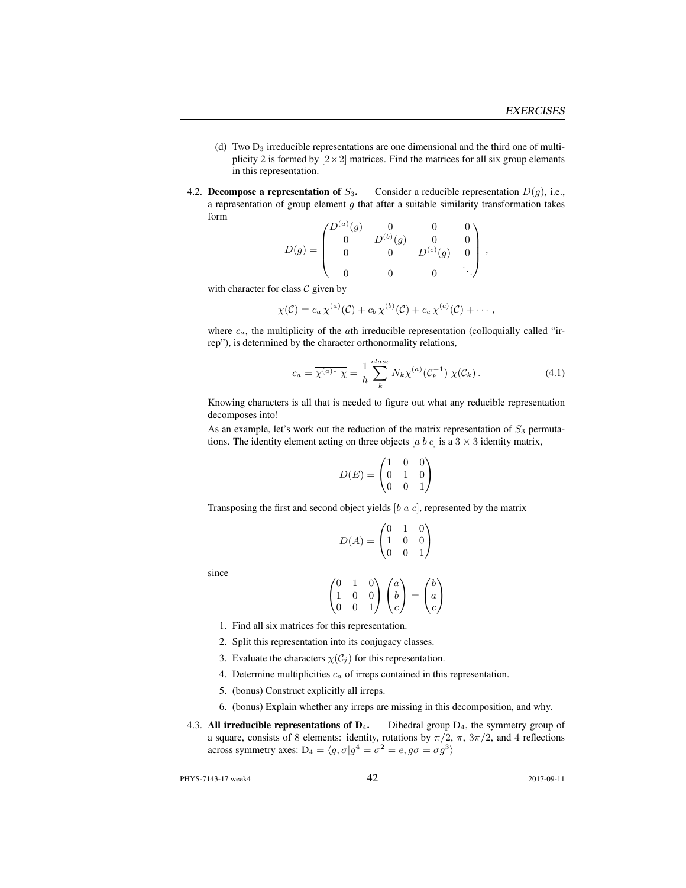(d) Two $D_3$ irreducible representations are one dimensional and the third one of multiplicity 2 is formed by $[2\times 2]$ matrices. Find the matrices for all six group elements in this representation.

4.2. **Decompose a representation of $S_3$.** Consider a reducible representation $D(g)$, i.e., a representation of group element $g$ that after a suitable similarity transformation takes form

$$D(g) = \begin{pmatrix} D^{(a)}(g) & 0 & 0 & 0 \\ 0 & D^{(b)}(g) & 0 & 0 \\ 0 & 0 & D^{(c)}(g) & 0 \\ 0 & 0 & 0 & \ddots \end{pmatrix} ,$$

with character for class $\mathcal{C}$ given by

$$\chi(\mathcal{C}) = c_a \, \chi^{(a)}(\mathcal{C}) + c_b \, \chi^{(b)}(\mathcal{C}) + c_c \, \chi^{(c)}(\mathcal{C}) + \cdots ,$$

where $c_a$, the multiplicity of the $a$th irreducible representation (colloquially called "irrep"), is determined by the character orthonormality relations,

$$c_a = \overline{\chi^{(a)*} \, \chi} = \frac{1}{h} \sum_{k}^{class} N_k \chi^{(a)}(\mathcal{C}_k^{-1}) \, \chi(\mathcal{C}_k) \, . \tag{4.1}$$

Knowing characters is all that is needed to figure out what any reducible representation decomposes into!

As an example, let's work out the reduction of the matrix representation of $S_3$ permutations. The identity element acting on three objects $[a \; b \; c]$ is a $3 \times 3$ identity matrix,

$$D(E) = \begin{pmatrix} 1 & 0 & 0 \\ 0 & 1 & 0 \\ 0 & 0 & 1 \end{pmatrix}$$

Transposing the first and second object yields $[b \; a \; c]$, represented by the matrix

$$D(A) = \begin{pmatrix} 0 & 1 & 0 \\ 1 & 0 & 0 \\ 0 & 0 & 1 \end{pmatrix}$$

since

$$\begin{pmatrix} 0 & 1 & 0 \\ 1 & 0 & 0 \\ 0 & 0 & 1 \end{pmatrix} \begin{pmatrix} a \\ b \\ c \end{pmatrix} = \begin{pmatrix} b \\ a \\ c \end{pmatrix}$$

1. Find all six matrices for this representation.
2. Split this representation into its conjugacy classes.
3. Evaluate the characters $\chi(\mathcal{C}_j)$ for this representation.
4. Determine multiplicities $c_a$ of irreps contained in this representation.
5. (bonus) Construct explicitly all irreps.
6. (bonus) Explain whether any irreps are missing in this decomposition, and why.

4.3. **All irreducible representations of $D_4$.** Dihedral group $D_4$, the symmetry group of a square, consists of 8 elements: identity, rotations by $\pi/2$, $\pi$, $3\pi/2$, and 4 reflections across symmetry axes: $D_4 = \langle g, \sigma | g^4 = \sigma^2 = e, g\sigma = \sigma g^3 \rangle$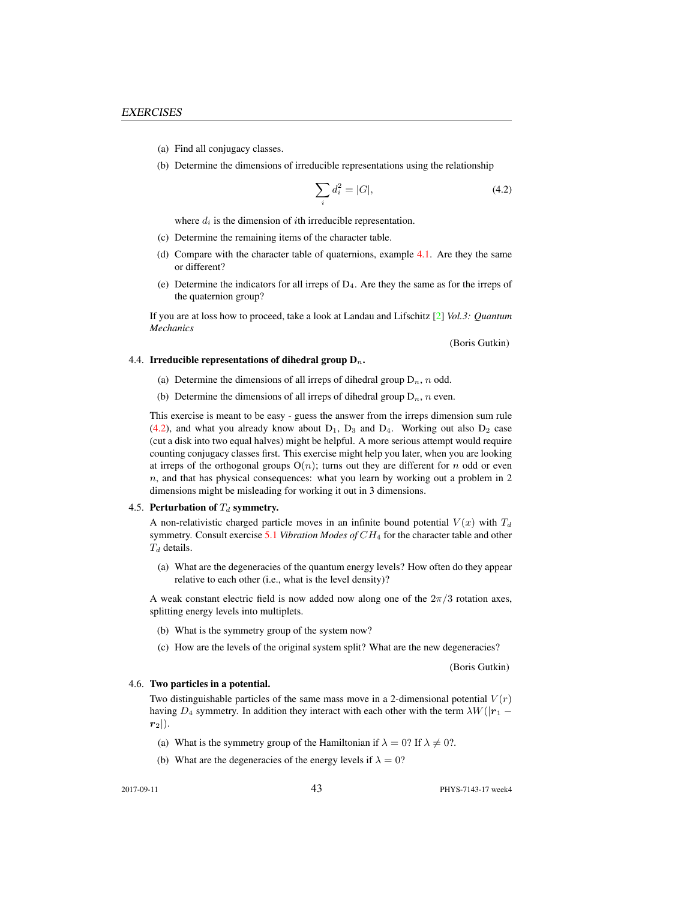(a) Find all conjugacy classes.

(b) Determine the dimensions of irreducible representations using the relationship

$$\sum_i d_i^2 = |G|, \tag{4.2}$$

where $d_i$ is the dimension of $i$th irreducible representation.

(c) Determine the remaining items of the character table.

(d) Compare with the character table of quaternions, example 4.1. Are they the same or different?

(e) Determine the indicators for all irreps of $D_4$. Are they the same as for the irreps of the quaternion group?

If you are at loss how to proceed, take a look at Landau and Lifschitz [2] *Vol.3: Quantum Mechanics*

(Boris Gutkin)

4.4. **Irreducible representations of dihedral group $D_n$.**

(a) Determine the dimensions of all irreps of dihedral group $D_n$, $n$ odd.

(b) Determine the dimensions of all irreps of dihedral group $D_n$, $n$ even.

This exercise is meant to be easy - guess the answer from the irreps dimension sum rule (4.2), and what you already know about $D_1$, $D_3$ and $D_4$. Working out also $D_2$ case (cut a disk into two equal halves) might be helpful. A more serious attempt would require counting conjugacy classes first. This exercise might help you later, when you are looking at irreps of the orthogonal groups $O(n)$; turns out they are different for $n$ odd or even $n$, and that has physical consequences: what you learn by working out a problem in 2 dimensions might be misleading for working it out in 3 dimensions.

4.5. **Perturbation of $T_d$ symmetry.**

A non-relativistic charged particle moves in an infinite bound potential $V(x)$ with $T_d$ symmetry. Consult exercise 5.1 *Vibration Modes of $CH_4$* for the character table and other $T_d$ details.

(a) What are the degeneracies of the quantum energy levels? How often do they appear relative to each other (i.e., what is the level density)?

A weak constant electric field is now added now along one of the $2\pi/3$ rotation axes, splitting energy levels into multiplets.

(b) What is the symmetry group of the system now?

(c) How are the levels of the original system split? What are the new degeneracies?

(Boris Gutkin)

4.6. **Two particles in a potential.**

Two distinguishable particles of the same mass move in a 2-dimensional potential $V(r)$ having $D_4$ symmetry. In addition they interact with each other with the term $\lambda W(|\boldsymbol{r}_1 - \boldsymbol{r}_2|)$.

(a) What is the symmetry group of the Hamiltonian if $\lambda = 0$? If $\lambda \neq 0$?.

(b) What are the degeneracies of the energy levels if $\lambda = 0$?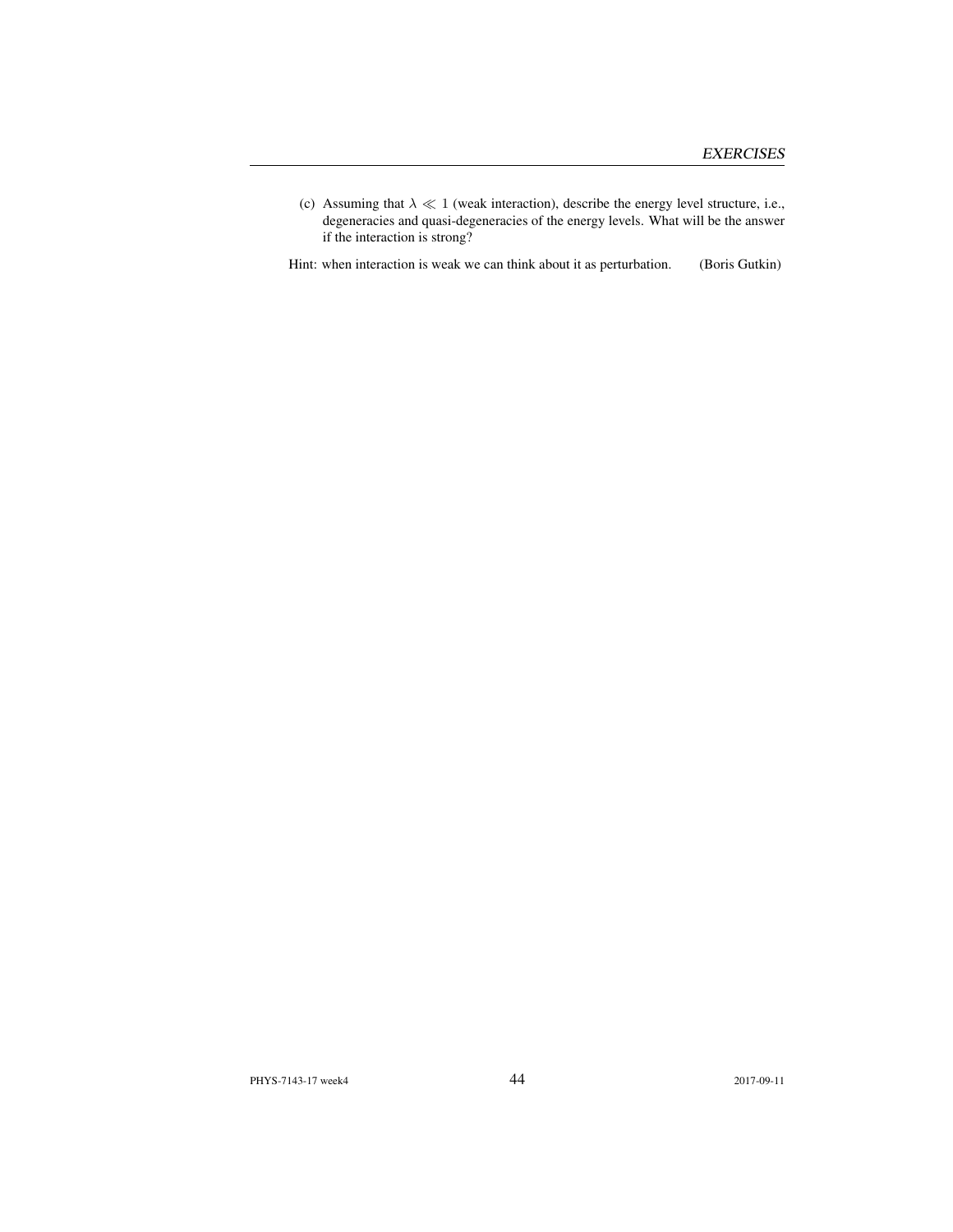(c) Assuming that $\lambda \ll 1$ (weak interaction), describe the energy level structure, i.e., degeneracies and quasi-degeneracies of the energy levels. What will be the answer if the interaction is strong?

Hint: when interaction is weak we can think about it as perturbation. (Boris Gutkin)